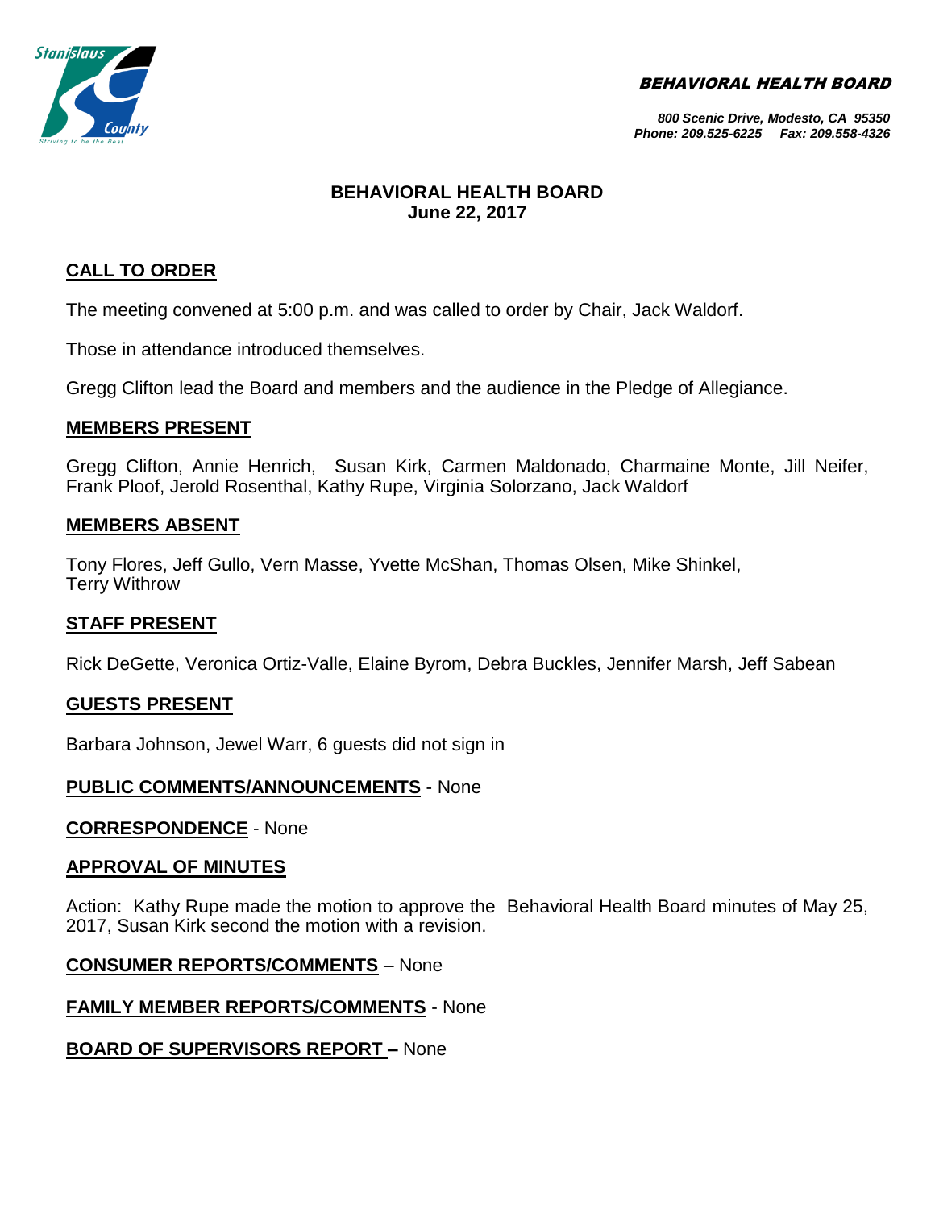BEHAVIORAL HEALTH BOARD

800 Scenic Drive, Modesto, CA 95350
Phone: 209.525-6225 Fax: 209.558-4326

# BEHAVIORAL HEALTH BOARD
## June 22, 2017

**CALL TO ORDER**

The meeting convened at 5:00 p.m. and was called to order by Chair, Jack Waldorf.

Those in attendance introduced themselves.

Gregg Clifton lead the Board and members and the audience in the Pledge of Allegiance.

**MEMBERS PRESENT**

Gregg Clifton, Annie Henrich, Susan Kirk, Carmen Maldonado, Charmaine Monte, Jill Neifer, Frank Ploof, Jerold Rosenthal, Kathy Rupe, Virginia Solorzano, Jack Waldorf

**MEMBERS ABSENT**

Tony Flores, Jeff Gullo, Vern Masse, Yvette McShan, Thomas Olsen, Mike Shinkel, Terry Withrow

**STAFF PRESENT**

Rick DeGette, Veronica Ortiz-Valle, Elaine Byrom, Debra Buckles, Jennifer Marsh, Jeff Sabean

**GUESTS PRESENT**

Barbara Johnson, Jewel Warr, 6 guests did not sign in

**PUBLIC COMMENTS/ANNOUNCEMENTS** - None

**CORRESPONDENCE** - None

**APPROVAL OF MINUTES**

Action: Kathy Rupe made the motion to approve the Behavioral Health Board minutes of May 25, 2017, Susan Kirk second the motion with a revision.

**CONSUMER REPORTS/COMMENTS** – None

**FAMILY MEMBER REPORTS/COMMENTS** - None

**BOARD OF SUPERVISORS REPORT –** None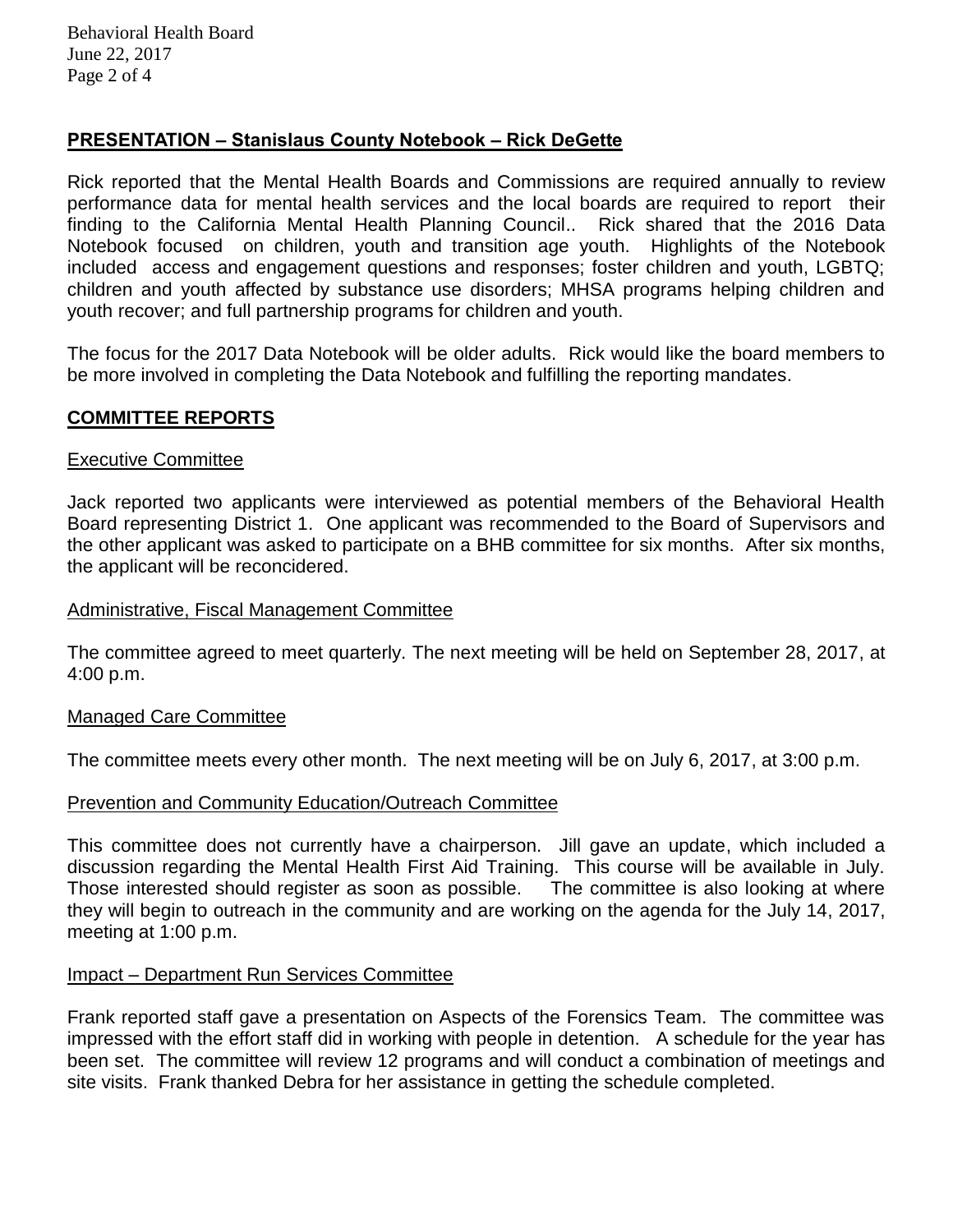## PRESENTATION – Stanislaus County Notebook – Rick DeGette

Rick reported that the Mental Health Boards and Commissions are required annually to review performance data for mental health services and the local boards are required to report their finding to the California Mental Health Planning Council.. Rick shared that the 2016 Data Notebook focused on children, youth and transition age youth. Highlights of the Notebook included access and engagement questions and responses; foster children and youth, LGBTQ; children and youth affected by substance use disorders; MHSA programs helping children and youth recover; and full partnership programs for children and youth.

The focus for the 2017 Data Notebook will be older adults. Rick would like the board members to be more involved in completing the Data Notebook and fulfilling the reporting mandates.

## COMMITTEE REPORTS

### Executive Committee

Jack reported two applicants were interviewed as potential members of the Behavioral Health Board representing District 1. One applicant was recommended to the Board of Supervisors and the other applicant was asked to participate on a BHB committee for six months. After six months, the applicant will be reconcidered.

### Administrative, Fiscal Management Committee

The committee agreed to meet quarterly. The next meeting will be held on September 28, 2017, at 4:00 p.m.

### Managed Care Committee

The committee meets every other month. The next meeting will be on July 6, 2017, at 3:00 p.m.

### Prevention and Community Education/Outreach Committee

This committee does not currently have a chairperson. Jill gave an update, which included a discussion regarding the Mental Health First Aid Training. This course will be available in July. Those interested should register as soon as possible. The committee is also looking at where they will begin to outreach in the community and are working on the agenda for the July 14, 2017, meeting at 1:00 p.m.

### Impact – Department Run Services Committee

Frank reported staff gave a presentation on Aspects of the Forensics Team. The committee was impressed with the effort staff did in working with people in detention. A schedule for the year has been set. The committee will review 12 programs and will conduct a combination of meetings and site visits. Frank thanked Debra for her assistance in getting the schedule completed.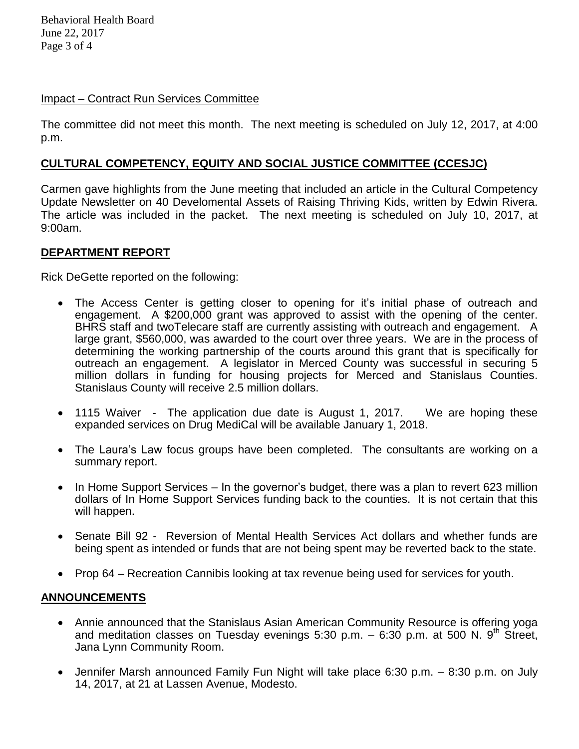Impact – Contract Run Services Committee

The committee did not meet this month. The next meeting is scheduled on July 12, 2017, at 4:00 p.m.

## CULTURAL COMPETENCY, EQUITY AND SOCIAL JUSTICE COMMITTEE (CCESJC)

Carmen gave highlights from the June meeting that included an article in the Cultural Competency Update Newsletter on 40 Develomental Assets of Raising Thriving Kids, written by Edwin Rivera. The article was included in the packet. The next meeting is scheduled on July 10, 2017, at 9:00am.

## DEPARTMENT REPORT

Rick DeGette reported on the following:

- The Access Center is getting closer to opening for it's initial phase of outreach and engagement. A $200,000 grant was approved to assist with the opening of the center. BHRS staff and twoTelecare staff are currently assisting with outreach and engagement. A large grant, $560,000, was awarded to the court over three years. We are in the process of determining the working partnership of the courts around this grant that is specifically for outreach an engagement. A legislator in Merced County was successful in securing 5 million dollars in funding for housing projects for Merced and Stanislaus Counties. Stanislaus County will receive 2.5 million dollars.
- 1115 Waiver - The application due date is August 1, 2017. We are hoping these expanded services on Drug MediCal will be available January 1, 2018.
- The Laura's Law focus groups have been completed. The consultants are working on a summary report.
- In Home Support Services – In the governor's budget, there was a plan to revert 623 million dollars of In Home Support Services funding back to the counties. It is not certain that this will happen.
- Senate Bill 92 - Reversion of Mental Health Services Act dollars and whether funds are being spent as intended or funds that are not being spent may be reverted back to the state.
- Prop 64 – Recreation Cannibis looking at tax revenue being used for services for youth.

## ANNOUNCEMENTS

- Annie announced that the Stanislaus Asian American Community Resource is offering yoga and meditation classes on Tuesday evenings 5:30 p.m. – 6:30 p.m. at 500 N. 9th Street, Jana Lynn Community Room.
- Jennifer Marsh announced Family Fun Night will take place 6:30 p.m. – 8:30 p.m. on July 14, 2017, at 21 at Lassen Avenue, Modesto.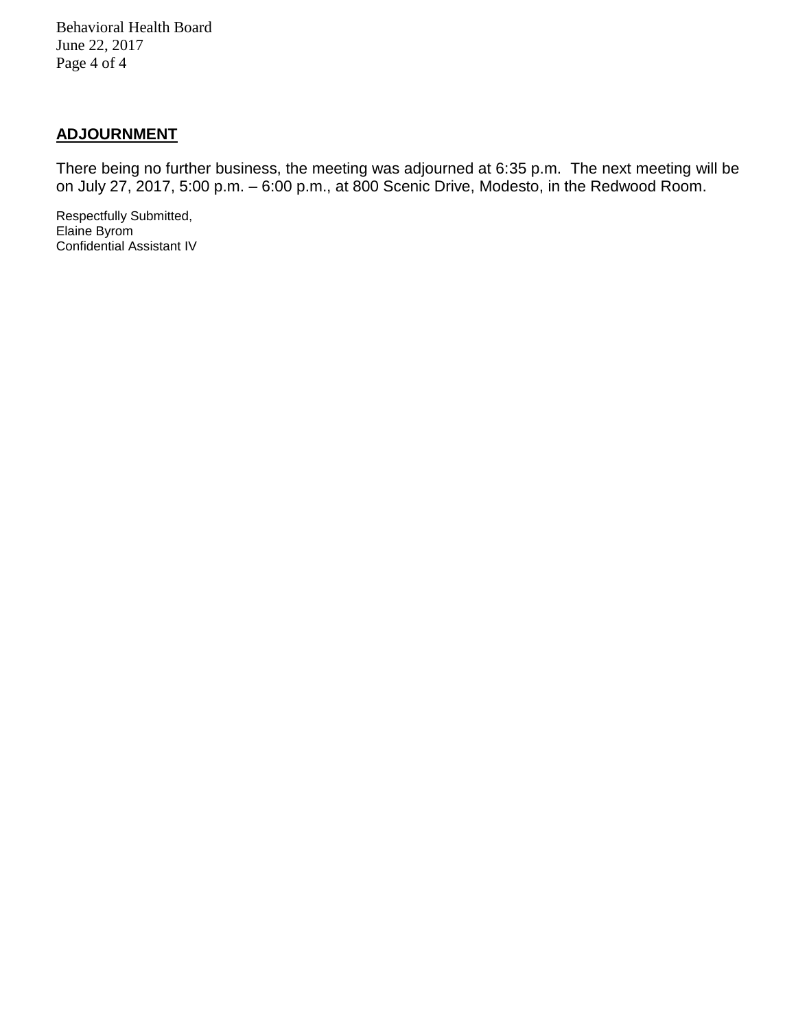## ADJOURNMENT

There being no further business, the meeting was adjourned at 6:35 p.m. The next meeting will be on July 27, 2017, 5:00 p.m. – 6:00 p.m., at 800 Scenic Drive, Modesto, in the Redwood Room.

Respectfully Submitted,
Elaine Byrom
Confidential Assistant IV